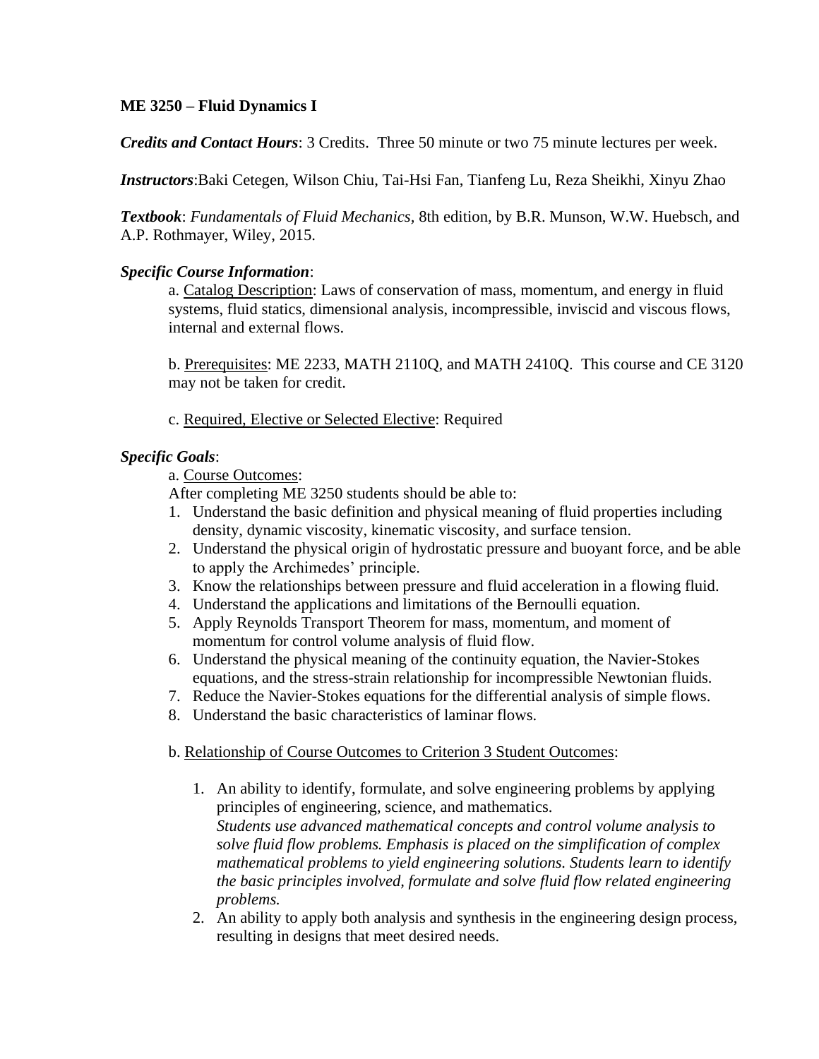**ME 3250 – Fluid Dynamics I**

***Credits and Contact Hours***: 3 Credits. Three 50 minute or two 75 minute lectures per week.

***Instructors***:Baki Cetegen, Wilson Chiu, Tai-Hsi Fan, Tianfeng Lu, Reza Sheikhi, Xinyu Zhao

***Textbook***: *Fundamentals of Fluid Mechanics*, 8th edition, by B.R. Munson, W.W. Huebsch, and A.P. Rothmayer, Wiley, 2015.

***Specific Course Information***:

a. Catalog Description: Laws of conservation of mass, momentum, and energy in fluid systems, fluid statics, dimensional analysis, incompressible, inviscid and viscous flows, internal and external flows.

b. Prerequisites: ME 2233, MATH 2110Q, and MATH 2410Q. This course and CE 3120 may not be taken for credit.

c. Required, Elective or Selected Elective: Required

***Specific Goals***:

a. Course Outcomes:

After completing ME 3250 students should be able to:

1. Understand the basic definition and physical meaning of fluid properties including density, dynamic viscosity, kinematic viscosity, and surface tension.
2. Understand the physical origin of hydrostatic pressure and buoyant force, and be able to apply the Archimedes' principle.
3. Know the relationships between pressure and fluid acceleration in a flowing fluid.
4. Understand the applications and limitations of the Bernoulli equation.
5. Apply Reynolds Transport Theorem for mass, momentum, and moment of momentum for control volume analysis of fluid flow.
6. Understand the physical meaning of the continuity equation, the Navier-Stokes equations, and the stress-strain relationship for incompressible Newtonian fluids.
7. Reduce the Navier-Stokes equations for the differential analysis of simple flows.
8. Understand the basic characteristics of laminar flows.

b. Relationship of Course Outcomes to Criterion 3 Student Outcomes:

1. An ability to identify, formulate, and solve engineering problems by applying principles of engineering, science, and mathematics.
   *Students use advanced mathematical concepts and control volume analysis to solve fluid flow problems. Emphasis is placed on the simplification of complex mathematical problems to yield engineering solutions. Students learn to identify the basic principles involved, formulate and solve fluid flow related engineering problems.*
2. An ability to apply both analysis and synthesis in the engineering design process, resulting in designs that meet desired needs.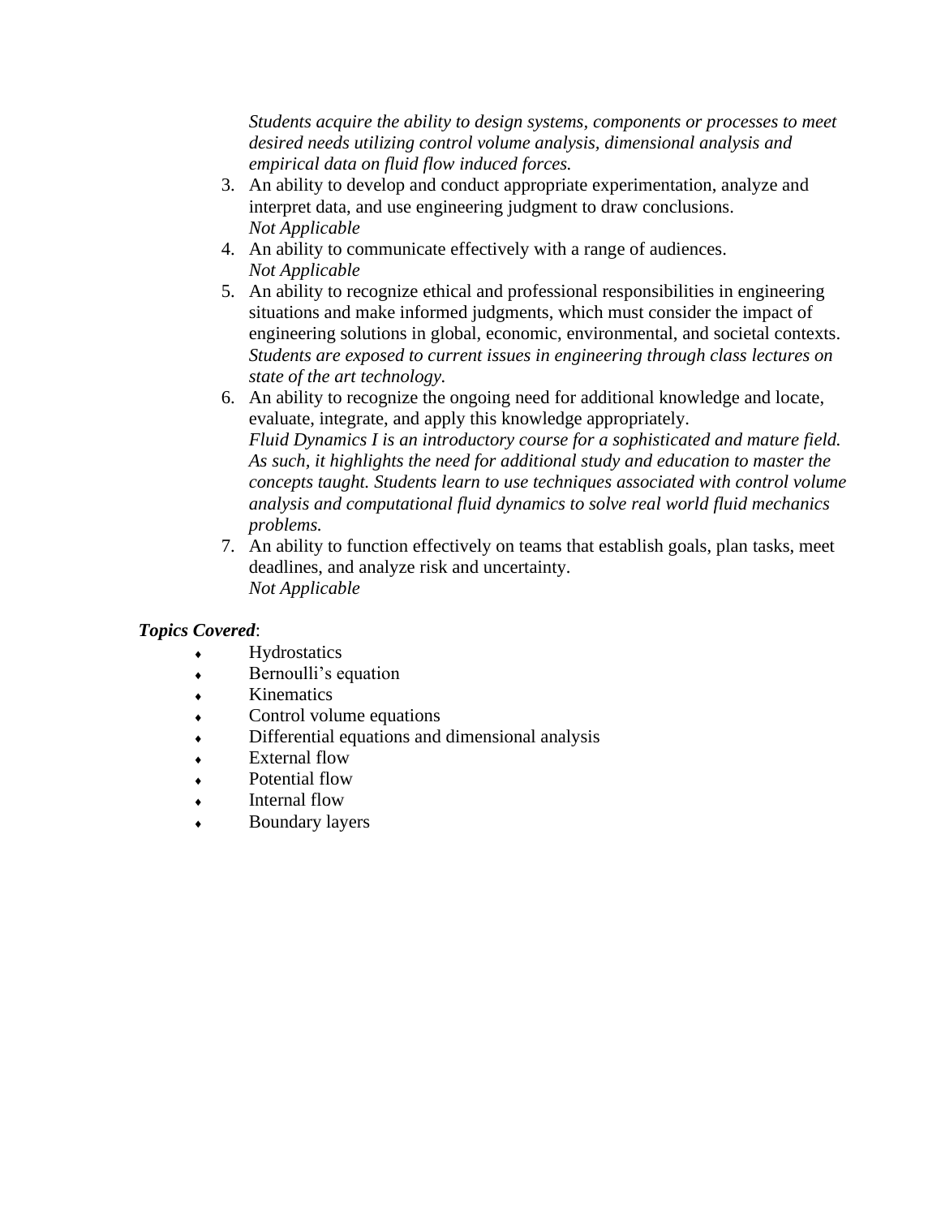*Students acquire the ability to design systems, components or processes to meet desired needs utilizing control volume analysis, dimensional analysis and empirical data on fluid flow induced forces.*

3. An ability to develop and conduct appropriate experimentation, analyze and interpret data, and use engineering judgment to draw conclusions.
   *Not Applicable*
4. An ability to communicate effectively with a range of audiences.
   *Not Applicable*
5. An ability to recognize ethical and professional responsibilities in engineering situations and make informed judgments, which must consider the impact of engineering solutions in global, economic, environmental, and societal contexts.
   *Students are exposed to current issues in engineering through class lectures on state of the art technology.*
6. An ability to recognize the ongoing need for additional knowledge and locate, evaluate, integrate, and apply this knowledge appropriately.
   *Fluid Dynamics I is an introductory course for a sophisticated and mature field. As such, it highlights the need for additional study and education to master the concepts taught. Students learn to use techniques associated with control volume analysis and computational fluid dynamics to solve real world fluid mechanics problems.*
7. An ability to function effectively on teams that establish goals, plan tasks, meet deadlines, and analyze risk and uncertainty.
   *Not Applicable*

***Topics Covered***:

- Hydrostatics
- Bernoulli's equation
- Kinematics
- Control volume equations
- Differential equations and dimensional analysis
- External flow
- Potential flow
- Internal flow
- Boundary layers